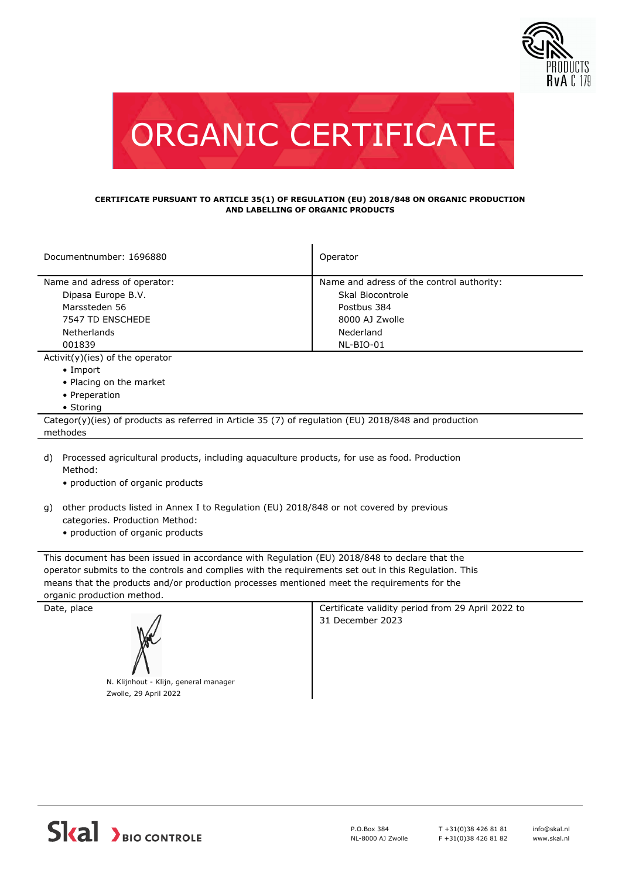# ORGANIC CERTIFICATE

**CERTIFICATE PURSUANT TO ARTICLE 35(1) OF REGULATION (EU) 2018/848 ON ORGANIC PRODUCTION AND LABELLING OF ORGANIC PRODUCTS**

| Documentnumber: 1696880 | Operator |
|---|---|
| Name and adress of operator:<br>Dipasa Europe B.V.<br>Marssteden 56<br>7547 TD ENSCHEDE<br>Netherlands<br>001839 | Name and adress of the control authority:<br>Skal Biocontrole<br>Postbus 384<br>8000 AJ Zwolle<br>Nederland<br>NL-BIO-01 |

Activit(y)(ies) of the operator

- Import
- Placing on the market
- Preperation
- Storing

Categor(y)(ies) of products as referred in Article 35 (7) of regulation (EU) 2018/848 and production methodes

d) Processed agricultural products, including aquaculture products, for use as food. Production Method:
- production of organic products

g) other products listed in Annex I to Regulation (EU) 2018/848 or not covered by previous categories. Production Method:
- production of organic products

This document has been issued in accordance with Regulation (EU) 2018/848 to declare that the operator submits to the controls and complies with the requirements set out in this Regulation. This means that the products and/or production processes mentioned meet the requirements for the organic production method.

| Date, place | Certificate validity period from 29 April 2022 to 31 December 2023 |
|---|---|
| N. Klijnhout - Klijn, general manager<br>Zwolle, 29 April 2022 | |

Skal BIO CONTROLE

P.O.Box 384
NL-8000 AJ Zwolle

T +31(0)38 426 81 81
F +31(0)38 426 81 82

info@skal.nl
www.skal.nl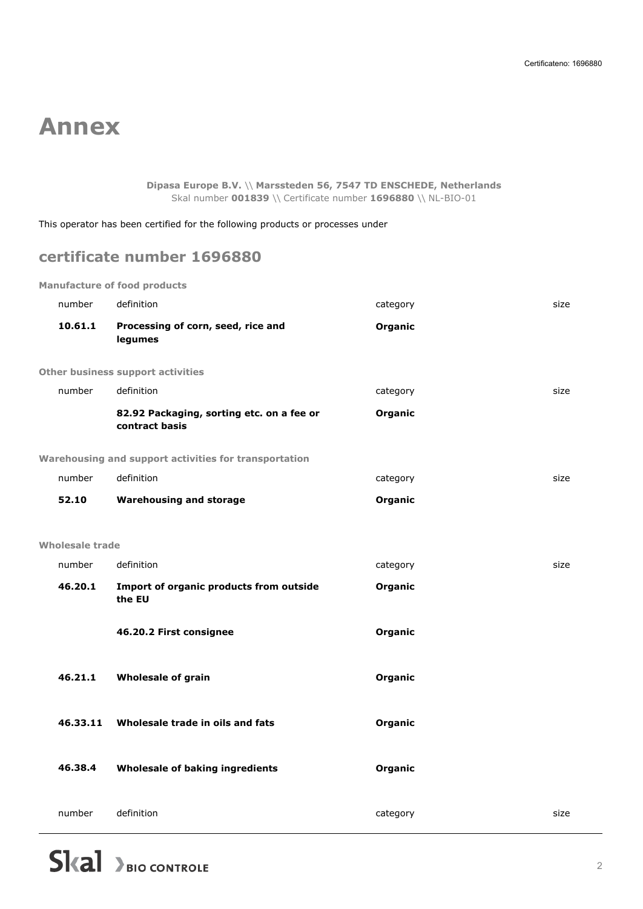# Annex

**Dipasa Europe B.V.** \\ **Marssteden 56, 7547 TD ENSCHEDE, Netherlands**
Skal number **001839** \\ Certificate number **1696880** \\ NL-BIO-01

This operator has been certified for the following products or processes under

## certificate number 1696880

**Manufacture of food products**

| number | definition | category | size |
|---|---|---|---|
| **10.61.1** | **Processing of corn, seed, rice and legumes** | **Organic** | |

**Other business support activities**

| number | definition | category | size |
|---|---|---|---|
| | **82.92 Packaging, sorting etc. on a fee or contract basis** | **Organic** | |

**Warehousing and support activities for transportation**

| number | definition | category | size |
|---|---|---|---|
| **52.10** | **Warehousing and storage** | **Organic** | |

**Wholesale trade**

| number | definition | category | size |
|---|---|---|---|
| **46.20.1** | **Import of organic products from outside the EU** | **Organic** | |
| | **46.20.2 First consignee** | **Organic** | |
| **46.21.1** | **Wholesale of grain** | **Organic** | |
| **46.33.11** | **Wholesale trade in oils and fats** | **Organic** | |
| **46.38.4** | **Wholesale of baking ingredients** | **Organic** | |

| number | definition | category | size |
|---|---|---|---|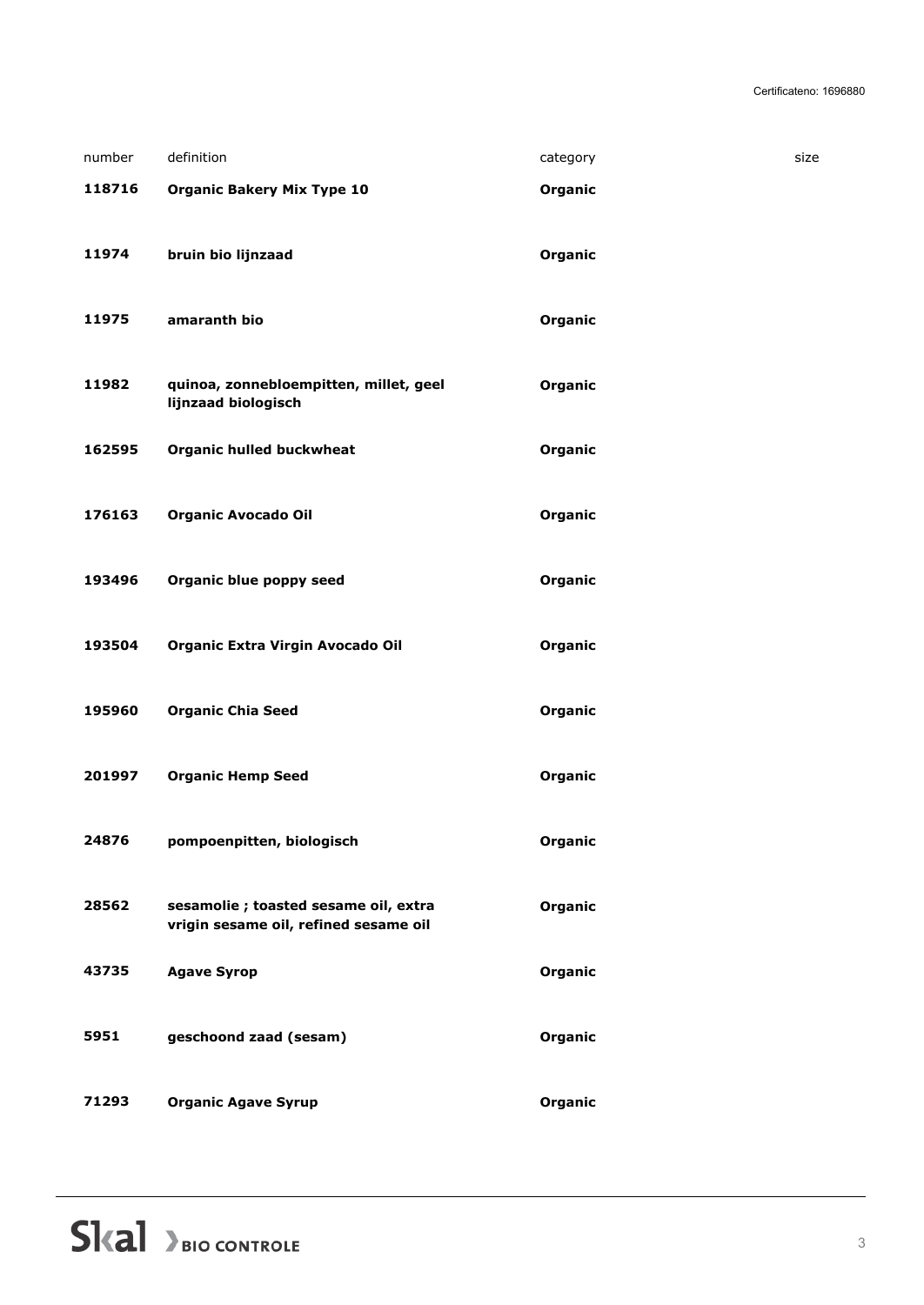Certificateno: 1696880

| number | definition | category | size |
|---|---|---|---|
| **118716** | **Organic Bakery Mix Type 10** | **Organic** | |
| **11974** | **bruin bio lijnzaad** | **Organic** | |
| **11975** | **amaranth bio** | **Organic** | |
| **11982** | **quinoa, zonnebloempitten, millet, geel lijnzaad biologisch** | **Organic** | |
| **162595** | **Organic hulled buckwheat** | **Organic** | |
| **176163** | **Organic Avocado Oil** | **Organic** | |
| **193496** | **Organic blue poppy seed** | **Organic** | |
| **193504** | **Organic Extra Virgin Avocado Oil** | **Organic** | |
| **195960** | **Organic Chia Seed** | **Organic** | |
| **201997** | **Organic Hemp Seed** | **Organic** | |
| **24876** | **pompoenpitten, biologisch** | **Organic** | |
| **28562** | **sesamolie ; toasted sesame oil, extra vrigin sesame oil, refined sesame oil** | **Organic** | |
| **43735** | **Agave Syrop** | **Organic** | |
| **5951** | **geschoond zaad (sesam)** | **Organic** | |
| **71293** | **Organic Agave Syrup** | **Organic** | |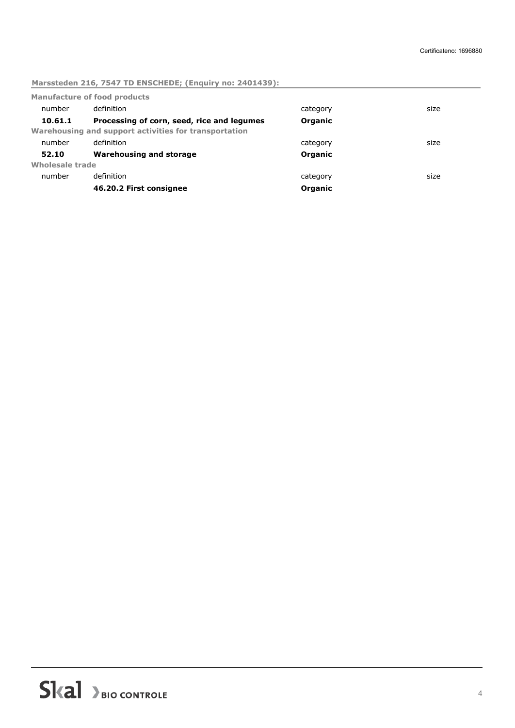**Marssteden 216, 7547 TD ENSCHEDE; (Enquiry no: 2401439):**

**Manufacture of food products**

| number | definition | category | size |
|---|---|---|---|
| **10.61.1** | **Processing of corn, seed, rice and legumes** | **Organic** | |

**Warehousing and support activities for transportation**

| number | definition | category | size |
|---|---|---|---|
| **52.10** | **Warehousing and storage** | **Organic** | |

**Wholesale trade**

| number | definition | category | size |
|---|---|---|---|
| | **46.20.2 First consignee** | **Organic** | |